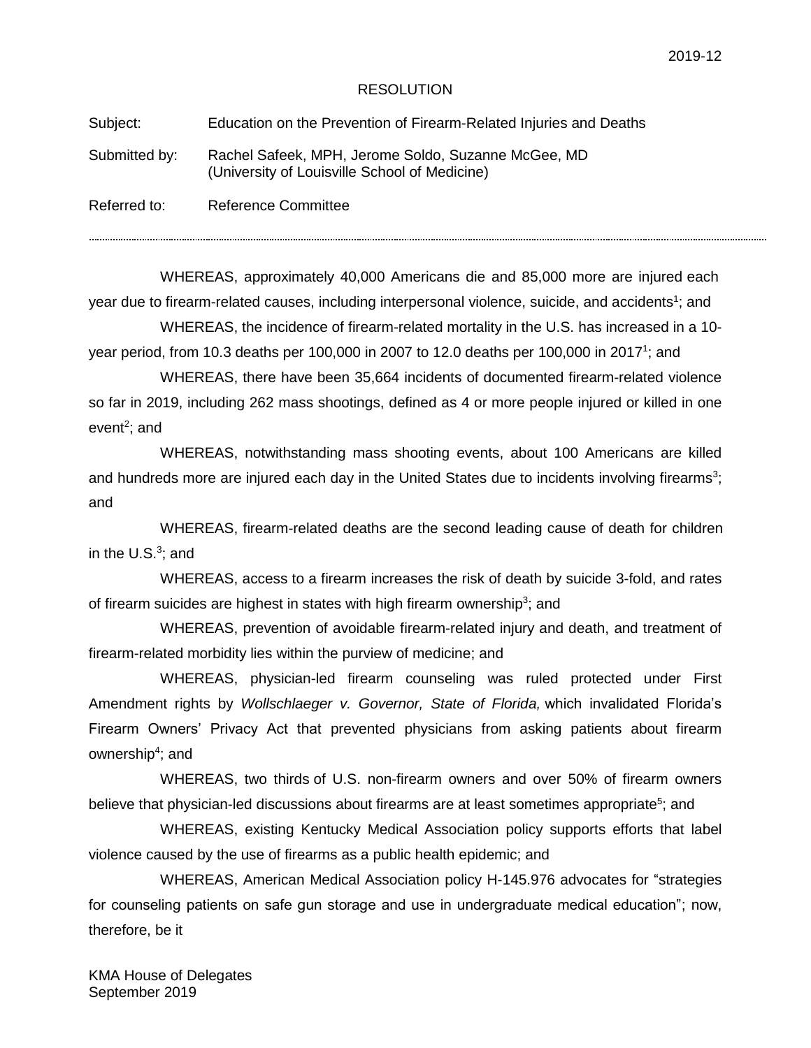2019-12

RESOLUTION

Subject: Education on the Prevention of Firearm-Related Injuries and Deaths

Submitted by: Rachel Safeek, MPH, Jerome Soldo, Suzanne McGee, MD (University of Louisville School of Medicine)

Referred to: Reference Committee

---

WHEREAS, approximately 40,000 Americans die and 85,000 more are injured each year due to firearm-related causes, including interpersonal violence, suicide, and accidents[1]; and

WHEREAS, the incidence of firearm-related mortality in the U.S. has increased in a 10-year period, from 10.3 deaths per 100,000 in 2007 to 12.0 deaths per 100,000 in 2017[1]; and

WHEREAS, there have been 35,664 incidents of documented firearm-related violence so far in 2019, including 262 mass shootings, defined as 4 or more people injured or killed in one event[2]; and

WHEREAS, notwithstanding mass shooting events, about 100 Americans are killed and hundreds more are injured each day in the United States due to incidents involving firearms[3]; and

WHEREAS, firearm-related deaths are the second leading cause of death for children in the U.S.[3]; and

WHEREAS, access to a firearm increases the risk of death by suicide 3-fold, and rates of firearm suicides are highest in states with high firearm ownership[3]; and

WHEREAS, prevention of avoidable firearm-related injury and death, and treatment of firearm-related morbidity lies within the purview of medicine; and

WHEREAS, physician-led firearm counseling was ruled protected under First Amendment rights by *Wollschlaeger v. Governor, State of Florida,* which invalidated Florida's Firearm Owners' Privacy Act that prevented physicians from asking patients about firearm ownership[4]; and

WHEREAS, two thirds of U.S. non-firearm owners and over 50% of firearm owners believe that physician-led discussions about firearms are at least sometimes appropriate[5]; and

WHEREAS, existing Kentucky Medical Association policy supports efforts that label violence caused by the use of firearms as a public health epidemic; and

WHEREAS, American Medical Association policy H-145.976 advocates for "strategies for counseling patients on safe gun storage and use in undergraduate medical education"; now, therefore, be it

KMA House of Delegates
September 2019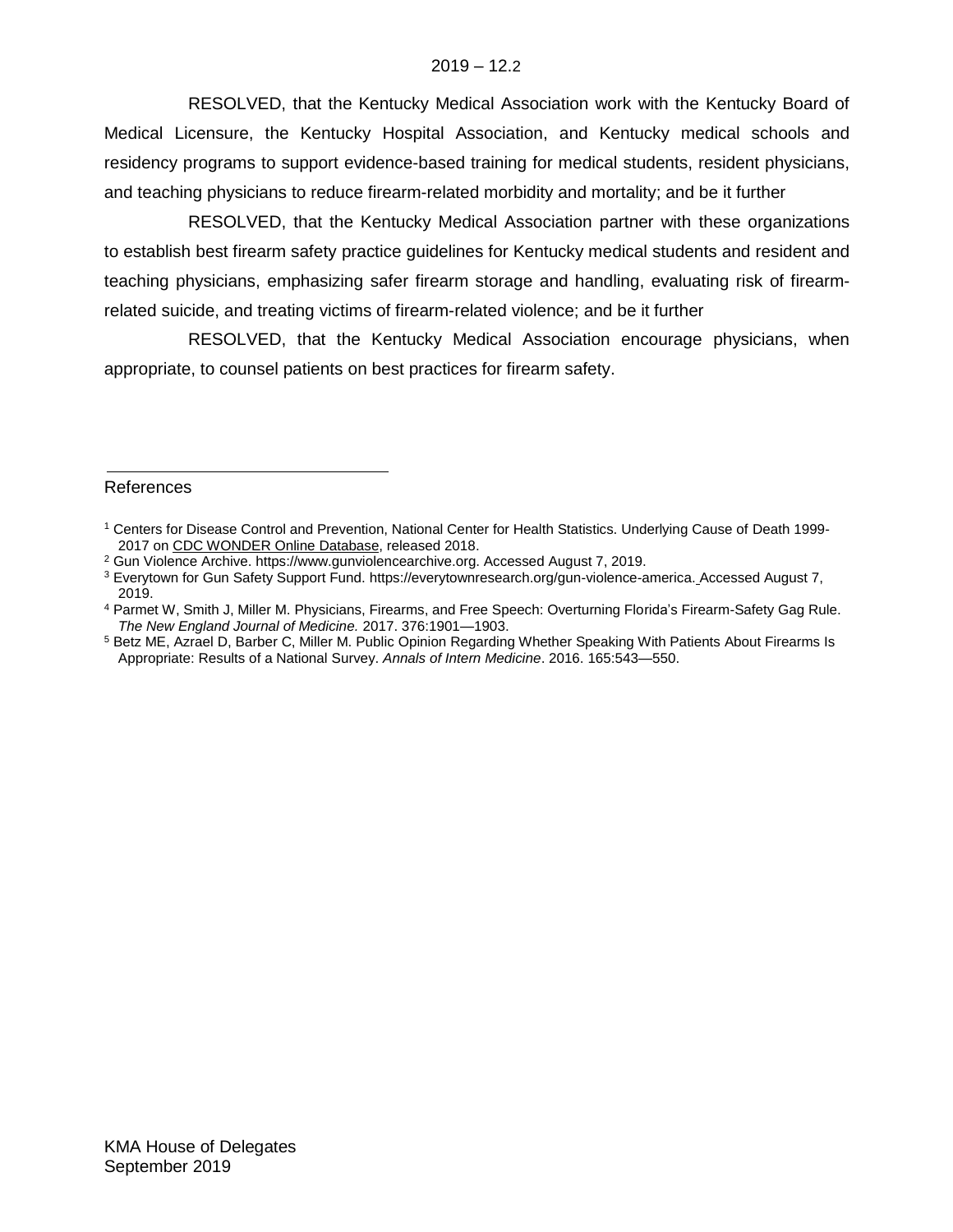RESOLVED, that the Kentucky Medical Association work with the Kentucky Board of Medical Licensure, the Kentucky Hospital Association, and Kentucky medical schools and residency programs to support evidence-based training for medical students, resident physicians, and teaching physicians to reduce firearm-related morbidity and mortality; and be it further

RESOLVED, that the Kentucky Medical Association partner with these organizations to establish best firearm safety practice guidelines for Kentucky medical students and resident and teaching physicians, emphasizing safer firearm storage and handling, evaluating risk of firearm-related suicide, and treating victims of firearm-related violence; and be it further

RESOLVED, that the Kentucky Medical Association encourage physicians, when appropriate, to counsel patients on best practices for firearm safety.

---

References

[1] Centers for Disease Control and Prevention, National Center for Health Statistics. Underlying Cause of Death 1999-2017 on CDC WONDER Online Database, released 2018.

[2] Gun Violence Archive. https://www.gunviolencearchive.org. Accessed August 7, 2019.

[3] Everytown for Gun Safety Support Fund. https://everytownresearch.org/gun-violence-america. Accessed August 7, 2019.

[4] Parmet W, Smith J, Miller M. Physicians, Firearms, and Free Speech: Overturning Florida's Firearm-Safety Gag Rule. *The New England Journal of Medicine.* 2017. 376:1901—1903.

[5] Betz ME, Azrael D, Barber C, Miller M. Public Opinion Regarding Whether Speaking With Patients About Firearms Is Appropriate: Results of a National Survey. *Annals of Intern Medicine*. 2016. 165:543—550.